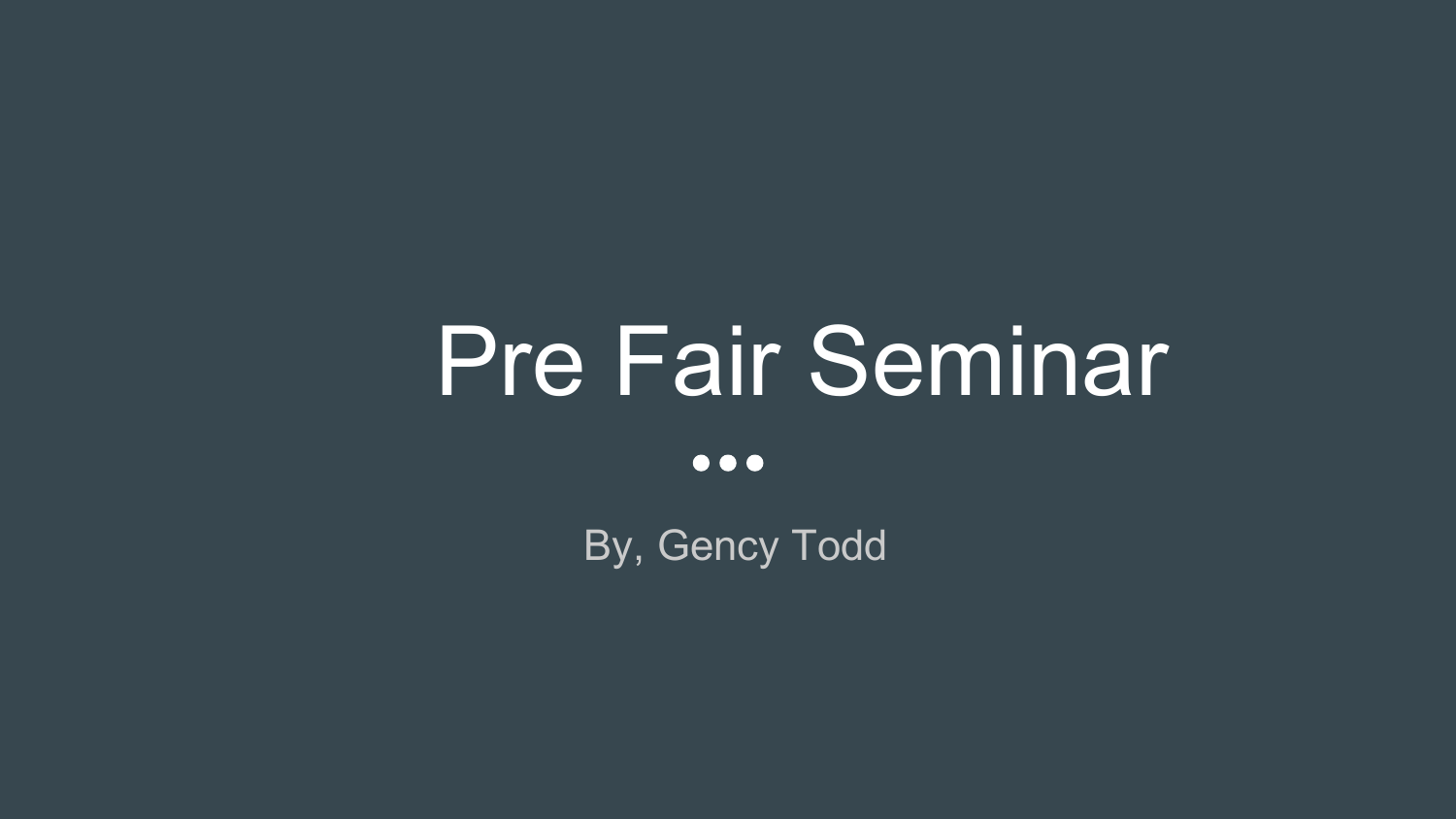# Pre Fair Seminar

•••

By, Gency Todd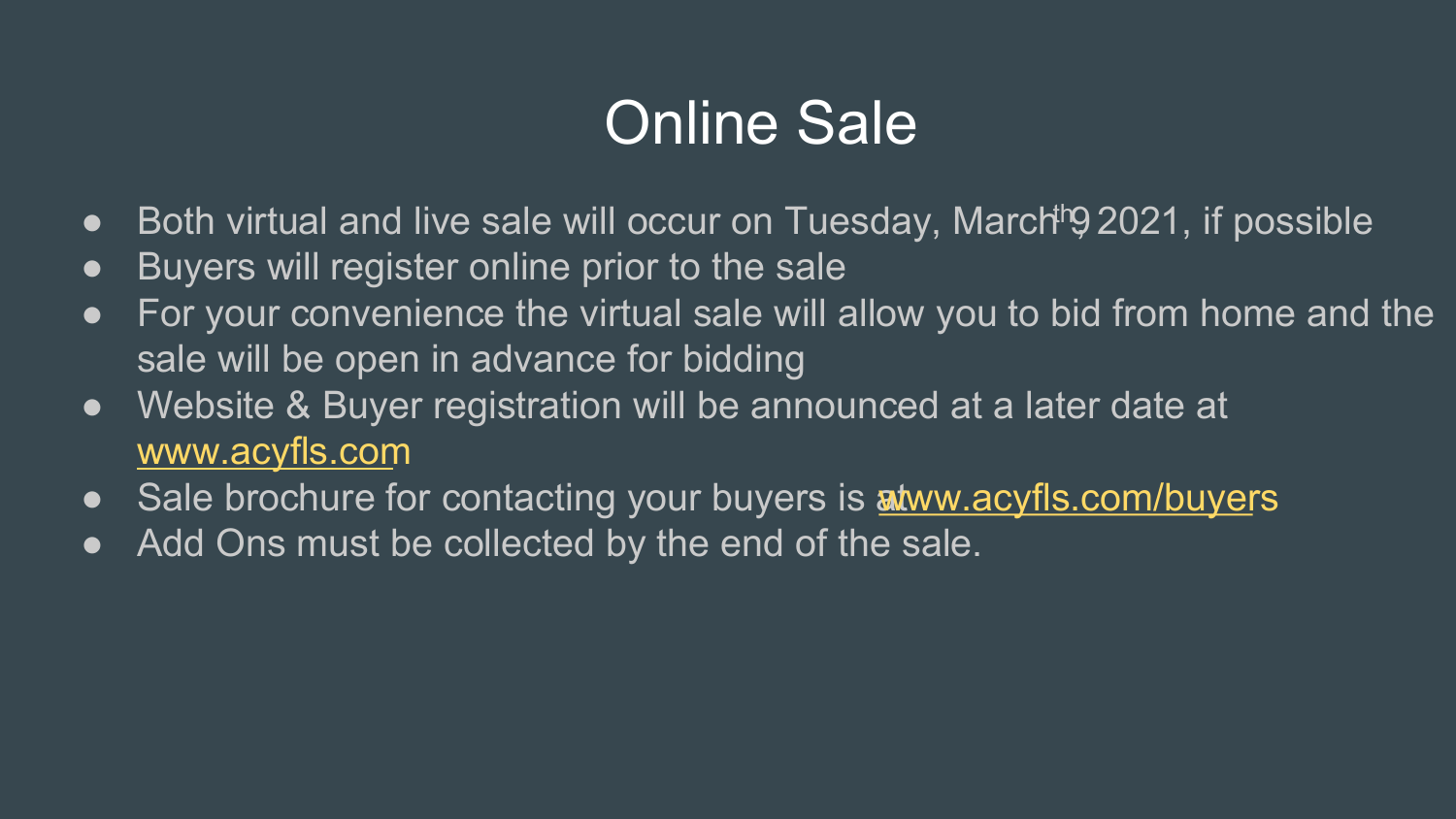# Online Sale

- Both virtual and live sale will occur on Tuesday, March 9th, 2021, if possible
- Buyers will register online prior to the sale
- For your convenience the virtual sale will allow you to bid from home and the sale will be open in advance for bidding
- Website & Buyer registration will be announced at a later date at www.acyfls.com
- Sale brochure for contacting your buyers is at www.acyfls.com/buyers
- Add Ons must be collected by the end of the sale.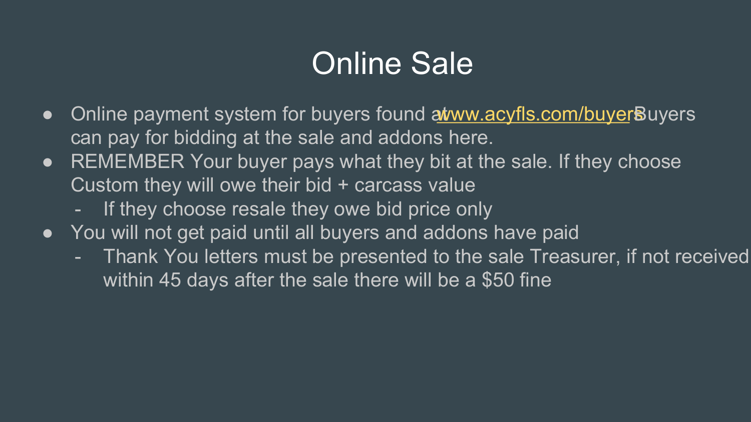# Online Sale

- Online payment system for buyers found at www.acyfls.com/buyers Buyers can pay for bidding at the sale and addons here.
- REMEMBER Your buyer pays what they bit at the sale. If they choose Custom they will owe their bid + carcass value
  - If they choose resale they owe bid price only
- You will not get paid until all buyers and addons have paid
  - Thank You letters must be presented to the sale Treasurer, if not received within 45 days after the sale there will be a $50 fine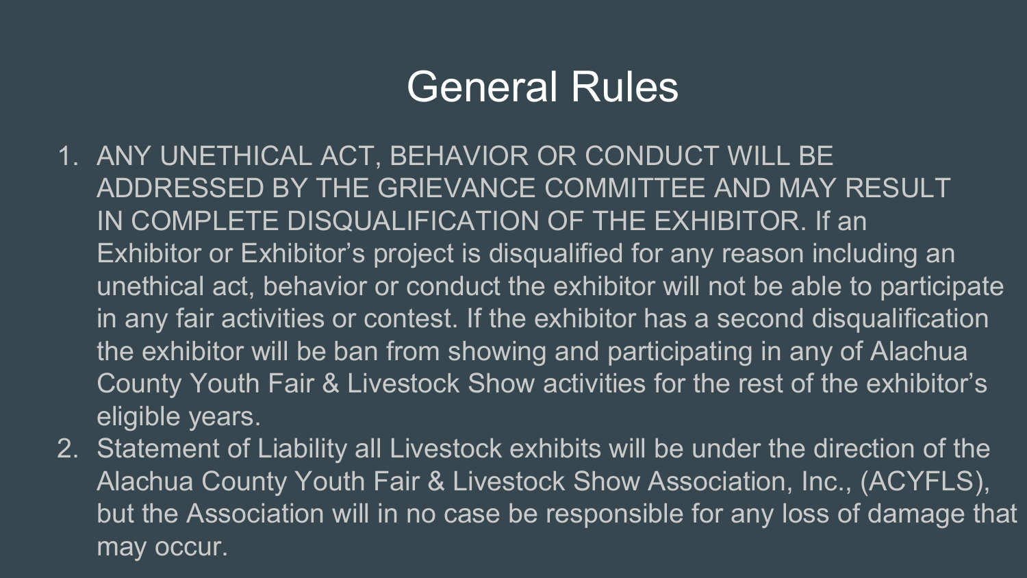# General Rules

1. ANY UNETHICAL ACT, BEHAVIOR OR CONDUCT WILL BE ADDRESSED BY THE GRIEVANCE COMMITTEE AND MAY RESULT IN COMPLETE DISQUALIFICATION OF THE EXHIBITOR. If an Exhibitor or Exhibitor's project is disqualified for any reason including an unethical act, behavior or conduct the exhibitor will not be able to participate in any fair activities or contest. If the exhibitor has a second disqualification the exhibitor will be ban from showing and participating in any of Alachua County Youth Fair & Livestock Show activities for the rest of the exhibitor's eligible years.
2. Statement of Liability all Livestock exhibits will be under the direction of the Alachua County Youth Fair & Livestock Show Association, Inc., (ACYFLS), but the Association will in no case be responsible for any loss of damage that may occur.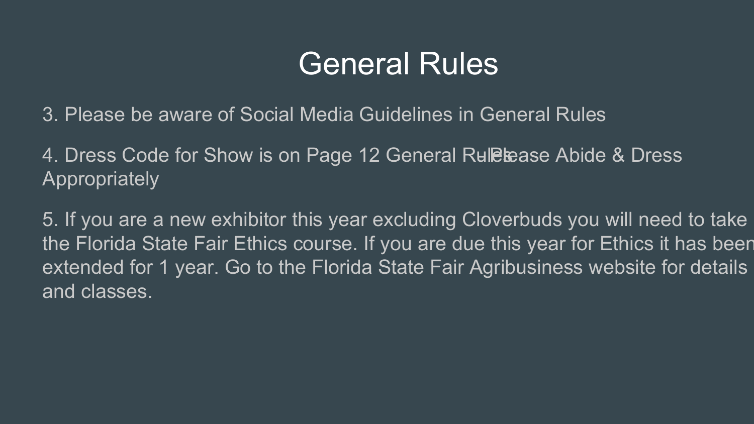# General Rules

3. Please be aware of Social Media Guidelines in General Rules

4. Dress Code for Show is on Page 12 General Rules- Please Abide & Dress Appropriately

5. If you are a new exhibitor this year excluding Cloverbuds you will need to take the Florida State Fair Ethics course. If you are due this year for Ethics it has been extended for 1 year. Go to the Florida State Fair Agribusiness website for details and classes.